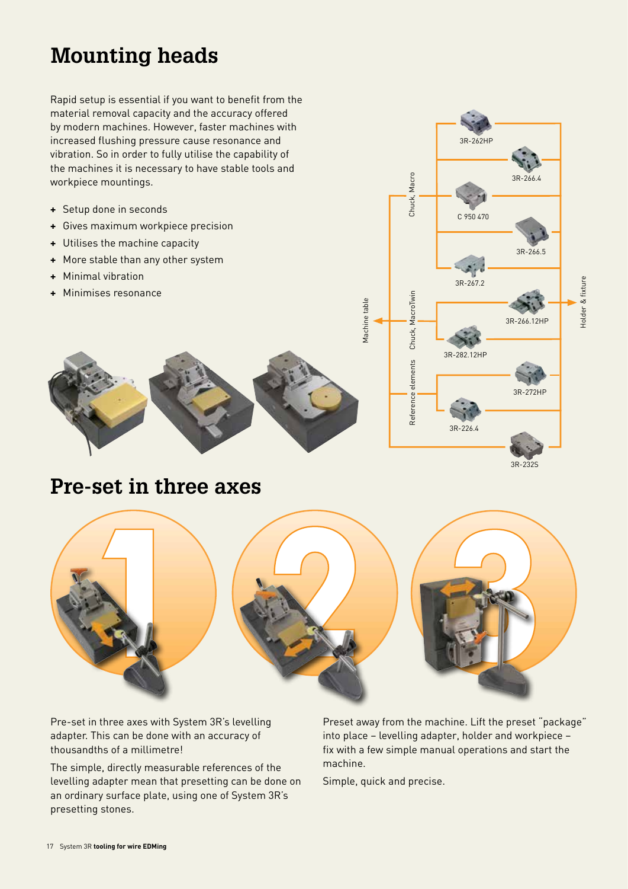# Mounting heads

Rapid setup is essential if you want to benefit from the material removal capacity and the accuracy offered by modern machines. However, faster machines with increased flushing pressure cause resonance and vibration. So in order to fully utilise the capability of the machines it is necessary to have stable tools and workpiece mountings.

- Setup done in seconds
- Gives maximum workpiece precision
- Utilises the machine capacity
- More stable than any other system
- Minimal vibration
- Minimises resonance

Machine table

Chuck, Macro

3R-262HP

3R-266.4

C 950 470

3R-266.5

3R-267.2

Chuck, MacroTwin

3R-266.12HP

3R-282.12HP

Reference elements

3R-272HP

3R-226.4

3R-232S

Holder & fixture

# Pre-set in three axes

Pre-set in three axes with System 3R's levelling adapter. This can be done with an accuracy of thousandths of a millimetre!

The simple, directly measurable references of the levelling adapter mean that presetting can be done on an ordinary surface plate, using one of System 3R's presetting stones.

Preset away from the machine. Lift the preset "package" into place – levelling adapter, holder and workpiece – fix with a few simple manual operations and start the machine.

Simple, quick and precise.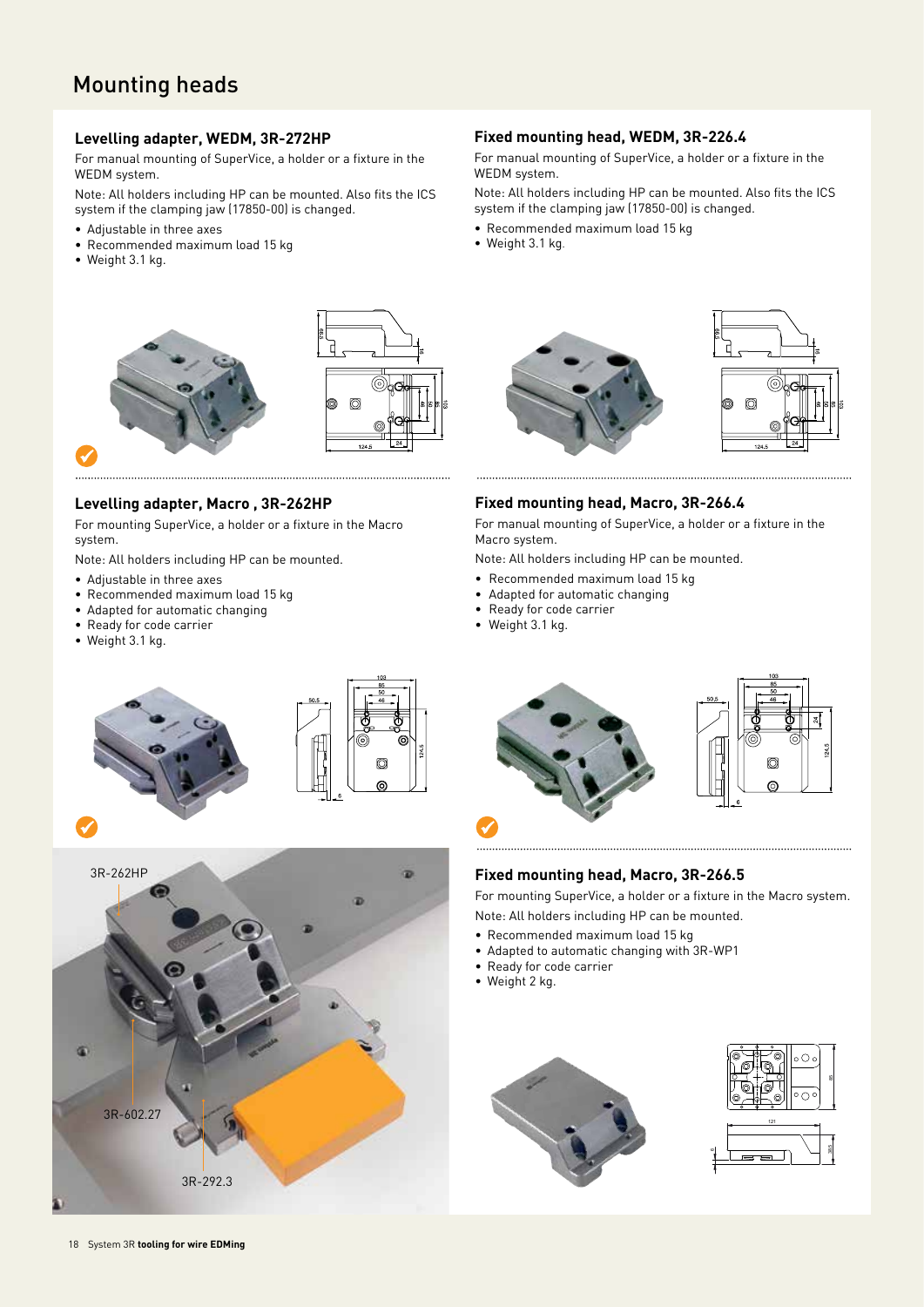# Mounting heads

## Levelling adapter, WEDM, 3R-272HP

For manual mounting of SuperVice, a holder or a fixture in the WEDM system.

Note: All holders including HP can be mounted. Also fits the ICS system if the clamping jaw (17850-00) is changed.

- Adjustable in three axes
- Recommended maximum load 15 kg
- Weight 3.1 kg.

## Fixed mounting head, WEDM, 3R-226.4

For manual mounting of SuperVice, a holder or a fixture in the WEDM system.

Note: All holders including HP can be mounted. Also fits the ICS system if the clamping jaw (17850-00) is changed.

- Recommended maximum load 15 kg
- Weight 3.1 kg.

## Levelling adapter, Macro , 3R-262HP

For mounting SuperVice, a holder or a fixture in the Macro system.

Note: All holders including HP can be mounted.

- Adjustable in three axes
- Recommended maximum load 15 kg
- Adapted for automatic changing
- Ready for code carrier
- Weight 3.1 kg.

3R-262HP

3R-602.27

3R-292.3

## Fixed mounting head, Macro, 3R-266.4

For manual mounting of SuperVice, a holder or a fixture in the Macro system.

Note: All holders including HP can be mounted.

- Recommended maximum load 15 kg
- Adapted for automatic changing
- Ready for code carrier
- Weight 3.1 kg.

## Fixed mounting head, Macro, 3R-266.5

For mounting SuperVice, a holder or a fixture in the Macro system.

Note: All holders including HP can be mounted.

- Recommended maximum load 15 kg
- Adapted to automatic changing with 3R-WP1
- Ready for code carrier
- Weight 2 kg.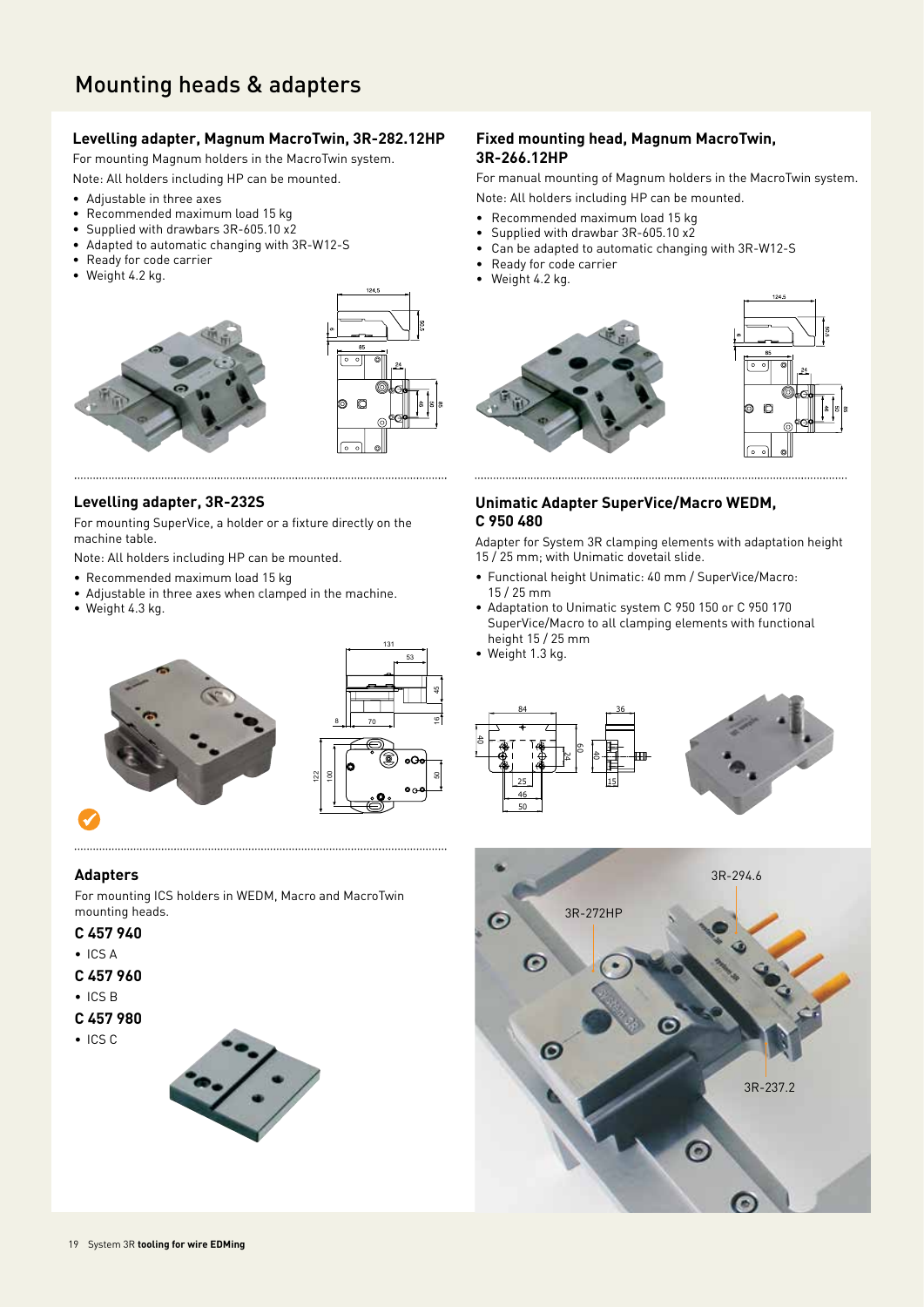# Mounting heads & adapters

### Levelling adapter, Magnum MacroTwin, 3R-282.12HP

For mounting Magnum holders in the MacroTwin system.

Note: All holders including HP can be mounted.

- Adjustable in three axes
- Recommended maximum load 15 kg
- Supplied with drawbars 3R-605.10 x2
- Adapted to automatic changing with 3R-W12-S
- Ready for code carrier
- Weight 4.2 kg.

### Fixed mounting head, Magnum MacroTwin, 3R-266.12HP

For manual mounting of Magnum holders in the MacroTwin system.

Note: All holders including HP can be mounted.

- Recommended maximum load 15 kg
- Supplied with drawbar 3R-605.10 x2
- Can be adapted to automatic changing with 3R-W12-S
- Ready for code carrier
- Weight 4.2 kg.

### Levelling adapter, 3R-232S

For mounting SuperVice, a holder or a fixture directly on the machine table.

Note: All holders including HP can be mounted.

- Recommended maximum load 15 kg
- Adjustable in three axes when clamped in the machine.
- Weight 4.3 kg.

### Unimatic Adapter SuperVice/Macro WEDM, C 950 480

Adapter for System 3R clamping elements with adaptation height 15 / 25 mm; with Unimatic dovetail slide.

- Functional height Unimatic: 40 mm / SuperVice/Macro: 15 / 25 mm
- Adaptation to Unimatic system C 950 150 or C 950 170 SuperVice/Macro to all clamping elements with functional height 15 / 25 mm
- Weight 1.3 kg.

### Adapters

For mounting ICS holders in WEDM, Macro and MacroTwin mounting heads.

**C 457 940**

- ICS A

**C 457 960**

- ICS B

**C 457 980**

- ICS C

3R-294.6

3R-272HP

3R-237.2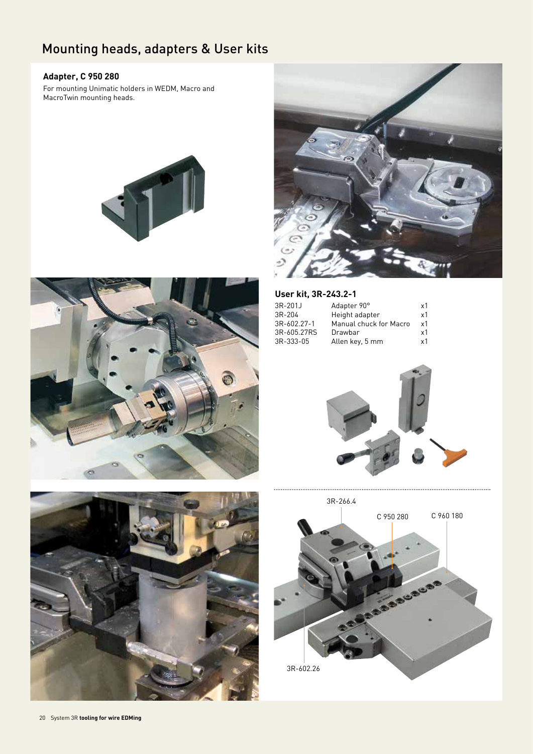# Mounting heads, adapters & User kits

### Adapter, C 950 280

For mounting Unimatic holders in WEDM, Macro and MacroTwin mounting heads.

### User kit, 3R-243.2-1

| | | |
|---|---|---|
| 3R-201J | Adapter 90° | x1 |
| 3R-204 | Height adapter | x1 |
| 3R-602.27-1 | Manual chuck for Macro | x1 |
| 3R-605.27RS | Drawbar | x1 |
| 3R-333-05 | Allen key, 5 mm | x1 |

3R-266.4

C 950 280

C 960 180

3R-602.26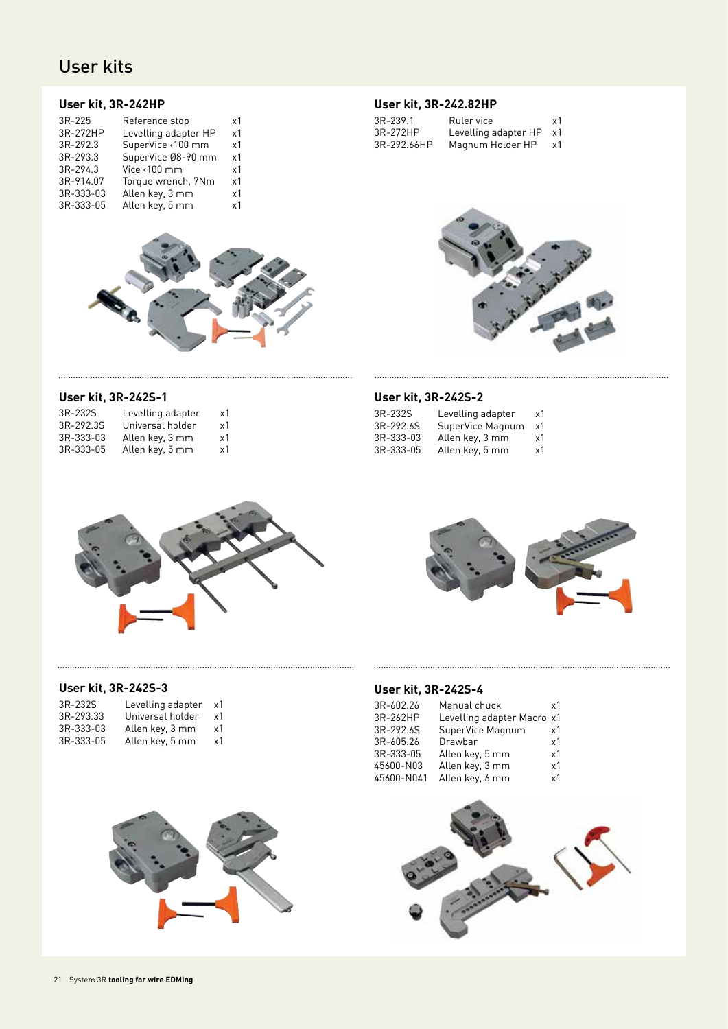# User kits

## User kit, 3R-242HP

| | | |
|---|---|---|
| 3R-225 | Reference stop | x1 |
| 3R-272HP | Levelling adapter HP | x1 |
| 3R-292.3 | SuperVice ‹100 mm | x1 |
| 3R-293.3 | SuperVice Ø8-90 mm | x1 |
| 3R-294.3 | Vice ‹100 mm | x1 |
| 3R-914.07 | Torque wrench, 7Nm | x1 |
| 3R-333-03 | Allen key, 3 mm | x1 |
| 3R-333-05 | Allen key, 5 mm | x1 |

## User kit, 3R-242.82HP

| | | |
|---|---|---|
| 3R-239.1 | Ruler vice | x1 |
| 3R-272HP | Levelling adapter HP | x1 |
| 3R-292.66HP | Magnum Holder HP | x1 |

## User kit, 3R-242S-1

| | | |
|---|---|---|
| 3R-232S | Levelling adapter | x1 |
| 3R-292.3S | Universal holder | x1 |
| 3R-333-03 | Allen key, 3 mm | x1 |
| 3R-333-05 | Allen key, 5 mm | x1 |

## User kit, 3R-242S-2

| | | |
|---|---|---|
| 3R-232S | Levelling adapter | x1 |
| 3R-292.6S | SuperVice Magnum | x1 |
| 3R-333-03 | Allen key, 3 mm | x1 |
| 3R-333-05 | Allen key, 5 mm | x1 |

## User kit, 3R-242S-3

| | | |
|---|---|---|
| 3R-232S | Levelling adapter | x1 |
| 3R-293.33 | Universal holder | x1 |
| 3R-333-03 | Allen key, 3 mm | x1 |
| 3R-333-05 | Allen key, 5 mm | x1 |

## User kit, 3R-242S-4

| | | |
|---|---|---|
| 3R-602.26 | Manual chuck | x1 |
| 3R-262HP | Levelling adapter Macro | x1 |
| 3R-292.6S | SuperVice Magnum | x1 |
| 3R-605.26 | Drawbar | x1 |
| 3R-333-05 | Allen key, 5 mm | x1 |
| 45600-N03 | Allen key, 3 mm | x1 |
| 45600-N041 | Allen key, 6 mm | x1 |